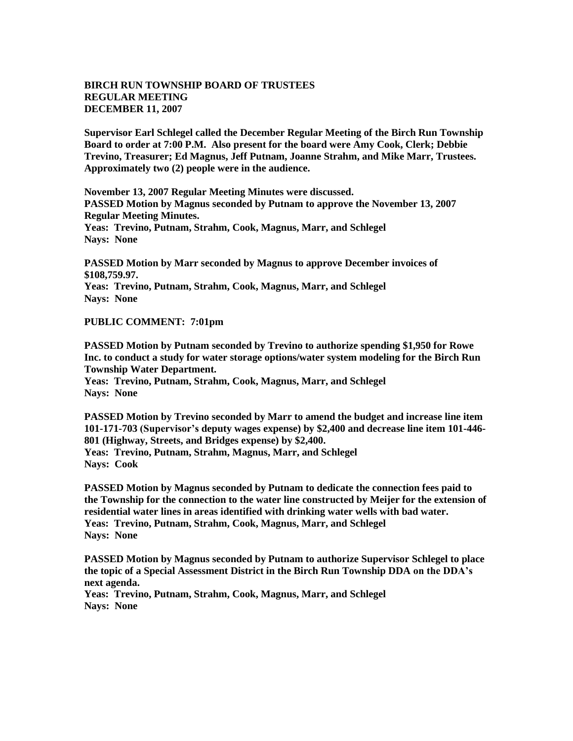**BIRCH RUN TOWNSHIP BOARD OF TRUSTEES**
**REGULAR MEETING**
**DECEMBER 11, 2007**

**Supervisor Earl Schlegel called the December Regular Meeting of the Birch Run Township Board to order at 7:00 P.M. Also present for the board were Amy Cook, Clerk; Debbie Trevino, Treasurer; Ed Magnus, Jeff Putnam, Joanne Strahm, and Mike Marr, Trustees. Approximately two (2) people were in the audience.**

**November 13, 2007 Regular Meeting Minutes were discussed.**
**PASSED Motion by Magnus seconded by Putnam to approve the November 13, 2007 Regular Meeting Minutes.**
**Yeas: Trevino, Putnam, Strahm, Cook, Magnus, Marr, and Schlegel**
**Nays: None**

**PASSED Motion by Marr seconded by Magnus to approve December invoices of $108,759.97.**
**Yeas: Trevino, Putnam, Strahm, Cook, Magnus, Marr, and Schlegel**
**Nays: None**

**PUBLIC COMMENT: 7:01pm**

**PASSED Motion by Putnam seconded by Trevino to authorize spending $1,950 for Rowe Inc. to conduct a study for water storage options/water system modeling for the Birch Run Township Water Department.**
**Yeas: Trevino, Putnam, Strahm, Cook, Magnus, Marr, and Schlegel**
**Nays: None**

**PASSED Motion by Trevino seconded by Marr to amend the budget and increase line item 101-171-703 (Supervisor's deputy wages expense) by $2,400 and decrease line item 101-446-801 (Highway, Streets, and Bridges expense) by $2,400.**
**Yeas: Trevino, Putnam, Strahm, Magnus, Marr, and Schlegel**
**Nays: Cook**

**PASSED Motion by Magnus seconded by Putnam to dedicate the connection fees paid to the Township for the connection to the water line constructed by Meijer for the extension of residential water lines in areas identified with drinking water wells with bad water.**
**Yeas: Trevino, Putnam, Strahm, Cook, Magnus, Marr, and Schlegel**
**Nays: None**

**PASSED Motion by Magnus seconded by Putnam to authorize Supervisor Schlegel to place the topic of a Special Assessment District in the Birch Run Township DDA on the DDA's next agenda.**
**Yeas: Trevino, Putnam, Strahm, Cook, Magnus, Marr, and Schlegel**
**Nays: None**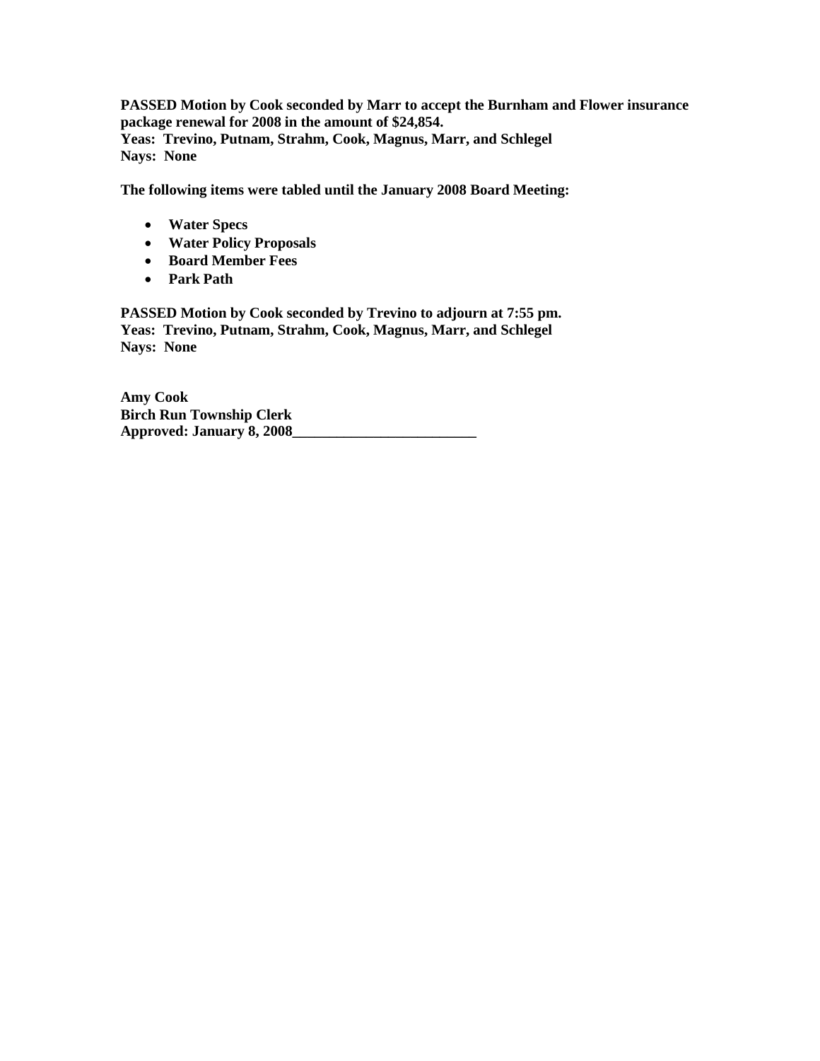**PASSED Motion by Cook seconded by Marr to accept the Burnham and Flower insurance package renewal for 2008 in the amount of $24,854.**
**Yeas: Trevino, Putnam, Strahm, Cook, Magnus, Marr, and Schlegel**
**Nays: None**

**The following items were tabled until the January 2008 Board Meeting:**

- **Water Specs**
- **Water Policy Proposals**
- **Board Member Fees**
- **Park Path**

**PASSED Motion by Cook seconded by Trevino to adjourn at 7:55 pm.**
**Yeas: Trevino, Putnam, Strahm, Cook, Magnus, Marr, and Schlegel**
**Nays: None**

**Amy Cook**
**Birch Run Township Clerk**
**Approved: January 8, 2008_________________________**